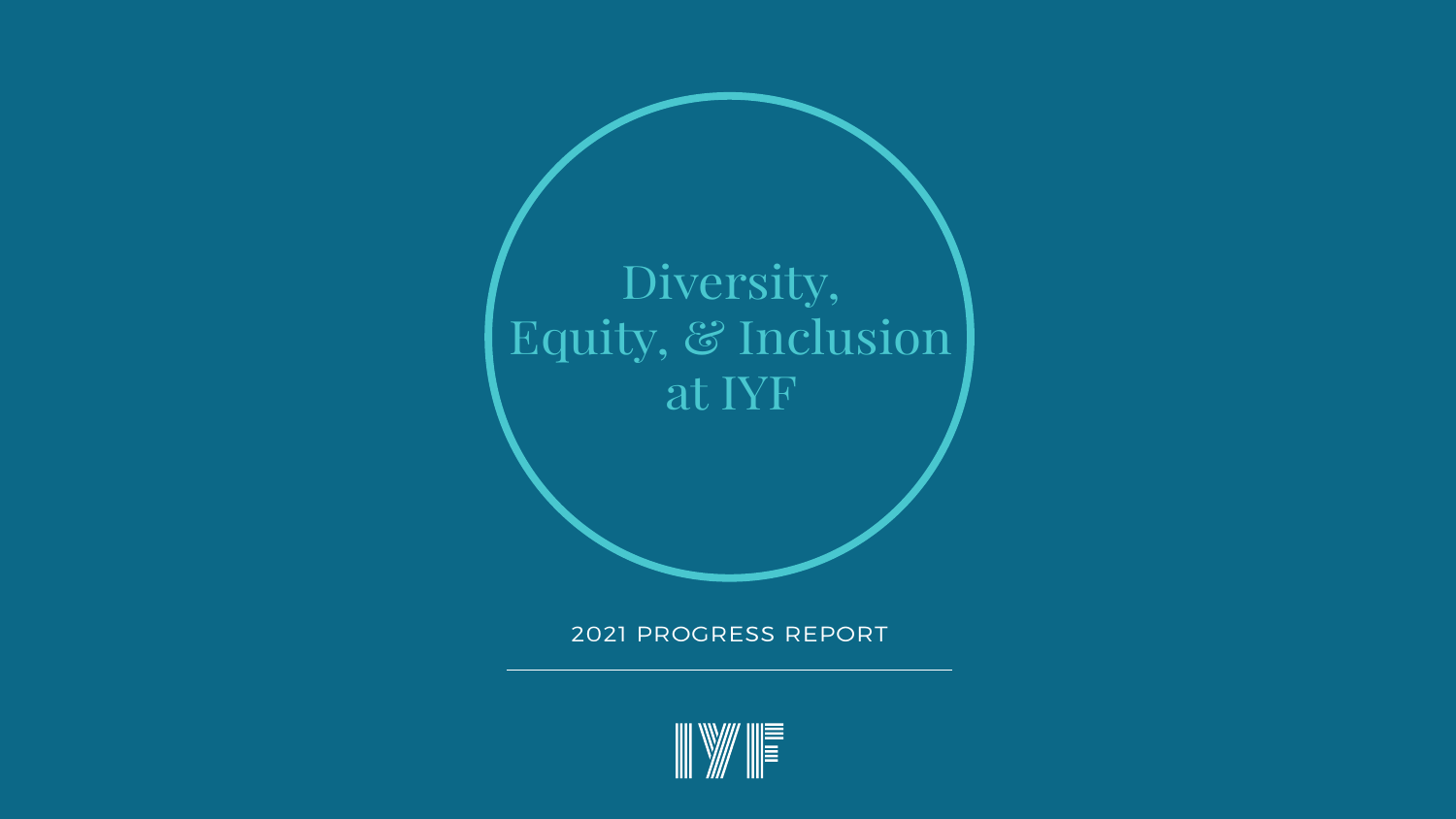# Diversity, Equity, & Inclusion at IYF

2021 PROGRESS REPORT

IYF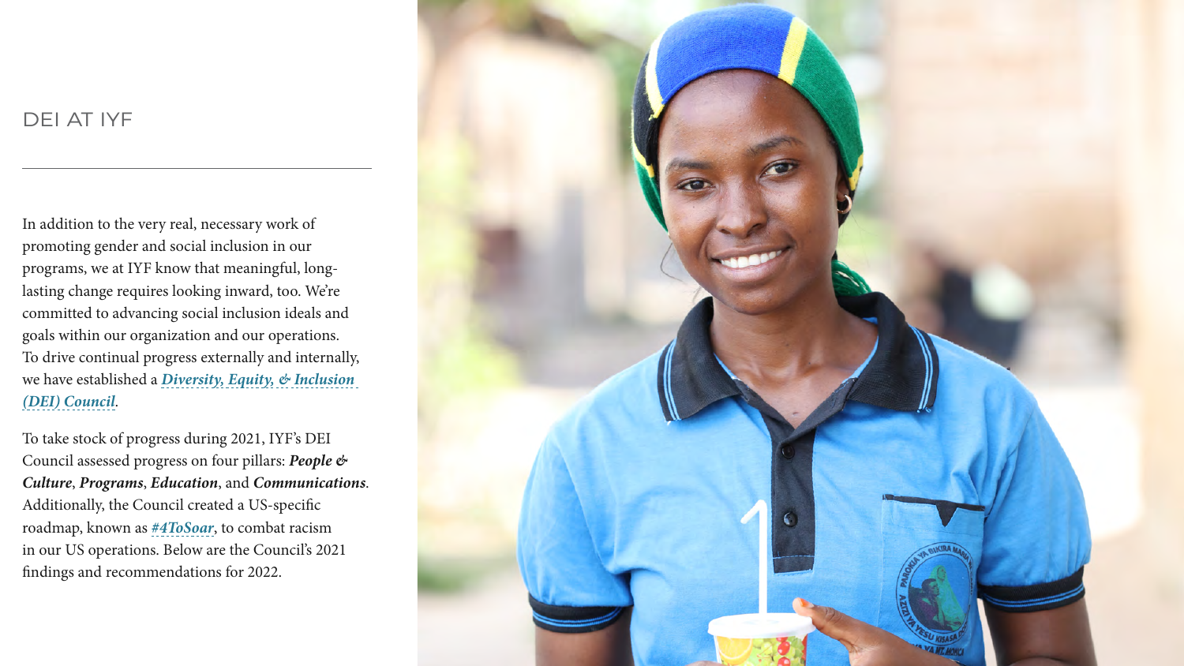## DEI AT IYF

In addition to the very real, necessary work of promoting gender and social inclusion in our programs, we at IYF know that meaningful, long-lasting change requires looking inward, too. We're committed to advancing social inclusion ideals and goals within our organization and our operations. To drive continual progress externally and internally, we have established a ***Diversity, Equity, & Inclusion (DEI) Council***.

To take stock of progress during 2021, IYF's DEI Council assessed progress on four pillars: ***People & Culture***, ***Programs***, ***Education***, and ***Communications***. Additionally, the Council created a US-specific roadmap, known as ***#4ToSoar***, to combat racism in our US operations. Below are the Council's 2021 findings and recommendations for 2022.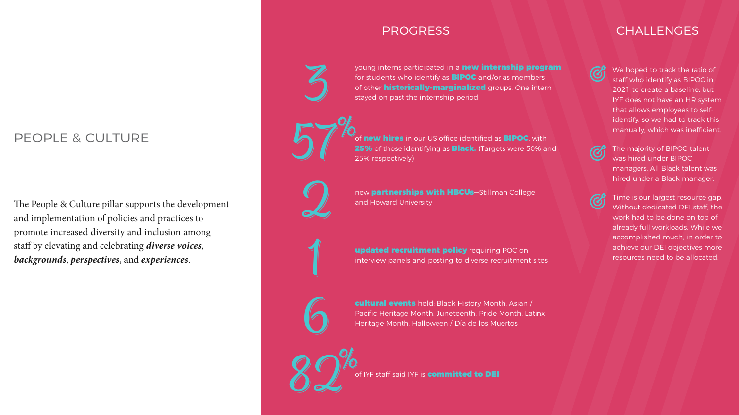## PEOPLE & CULTURE

The People & Culture pillar supports the development and implementation of policies and practices to promote increased diversity and inclusion among staff by elevating and celebrating ***diverse voices***, ***backgrounds***, ***perspectives***, and ***experiences***.

### PROGRESS

**3** young interns participated in a **new internship program** for students who identify as **BIPOC** and/or as members of other **historically-marginalized** groups. One intern stayed on past the internship period

**57%** of **new hires** in our US office identified as **BIPOC**, with **25%** of those identifying as **Black.** (Targets were 50% and 25% respectively)

**2** new **partnerships with HBCUs**—Stillman College and Howard University

**1** **updated recruitment policy** requiring POC on interview panels and posting to diverse recruitment sites

**6** **cultural events** held: Black History Month, Asian / Pacific Heritage Month, Juneteenth, Pride Month, Latinx Heritage Month, Halloween / Día de los Muertos

**82%** of IYF staff said IYF is **committed to DEI**

### CHALLENGES

- We hoped to track the ratio of staff who identify as BIPOC in 2021 to create a baseline, but IYF does not have an HR system that allows employees to self-identify, so we had to track this manually, which was inefficient.
- The majority of BIPOC talent was hired under BIPOC managers. All Black talent was hired under a Black manager.
- Time is our largest resource gap. Without dedicated DEI staff, the work had to be done on top of already full workloads. While we accomplished much, in order to achieve our DEI objectives more resources need to be allocated.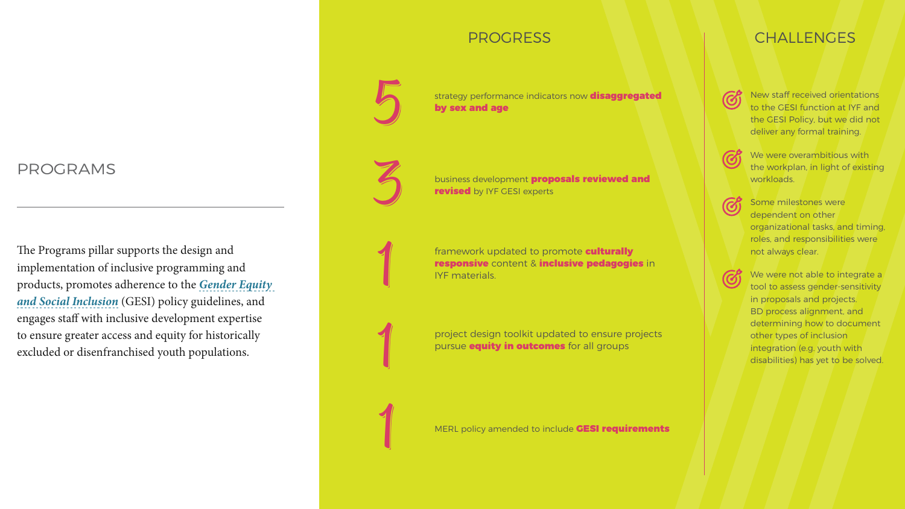## PROGRAMS

The Programs pillar supports the design and implementation of inclusive programming and products, promotes adherence to the ***Gender Equity and Social Inclusion*** (GESI) policy guidelines, and engages staff with inclusive development expertise to ensure greater access and equity for historically excluded or disenfranchised youth populations.

### PROGRESS

- **5** strategy performance indicators now **disaggregated by sex and age**
- **3** business development **proposals reviewed and revised** by IYF GESI experts
- **1** framework updated to promote **culturally responsive** content & **inclusive pedagogies** in IYF materials.
- **1** project design toolkit updated to ensure projects pursue **equity in outcomes** for all groups
- **1** MERL policy amended to include **GESI requirements**

### CHALLENGES

- New staff received orientations to the GESI function at IYF and the GESI Policy, but we did not deliver any formal training.
- We were overambitious with the workplan, in light of existing workloads.
- Some milestones were dependent on other organizational tasks, and timing, roles, and responsibilities were not always clear.
- We were not able to integrate a tool to assess gender-sensitivity in proposals and projects. BD process alignment, and determining how to document other types of inclusion integration (e.g. youth with disabilities) has yet to be solved.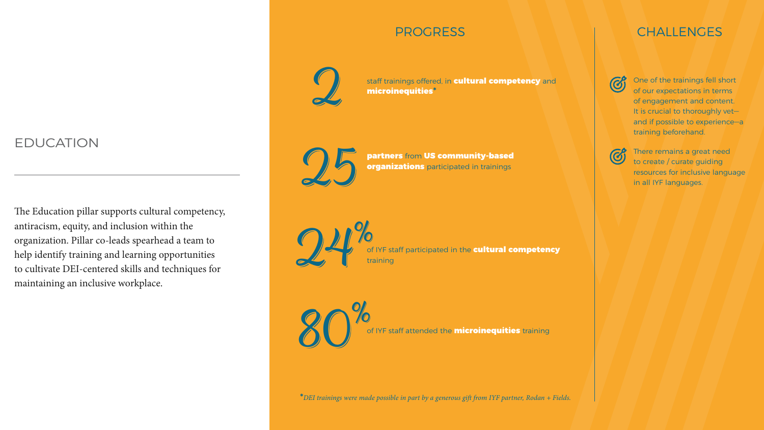## EDUCATION

The Education pillar supports cultural competency, antiracism, equity, and inclusion within the organization. Pillar co-leads spearhead a team to help identify training and learning opportunities to cultivate DEI-centered skills and techniques for maintaining an inclusive workplace.

### PROGRESS

**2** staff trainings offered, in **cultural competency** and **microinequities***

**25** **partners** from **US community-based organizations** participated in trainings

**24%** of IYF staff participated in the **cultural competency** training

**80%** of IYF staff attended the **microinequities** training

**DEI trainings were made possible in part by a generous gift from IYF partner, Rodan + Fields.*

### CHALLENGES

- One of the trainings fell short of our expectations in terms of engagement and content. It is crucial to thoroughly vet—and if possible to experience—a training beforehand.
- There remains a great need to create / curate guiding resources for inclusive language in all IYF languages.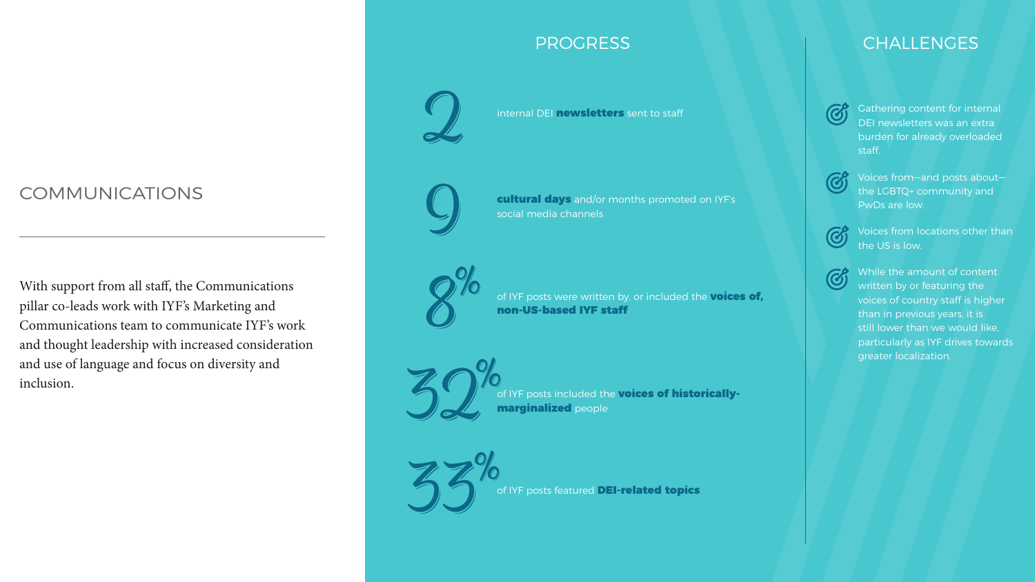## COMMUNICATIONS

With support from all staff, the Communications pillar co-leads work with IYF's Marketing and Communications team to communicate IYF's work and thought leadership with increased consideration and use of language and focus on diversity and inclusion.

### PROGRESS

**2** internal DEI **newsletters** sent to staff

**9** **cultural days** and/or months promoted on IYF's social media channels

**8%** of IYF posts were written by, or included the **voices of, non-US-based IYF staff**

**32%** of IYF posts included the **voices of historically-marginalized** people

**33%** of IYF posts featured **DEI-related topics**

### CHALLENGES

- Gathering content for internal DEI newsletters was an extra burden for already overloaded staff.
- Voices from—and posts about—the LGBTQ+ community and PwDs are low.
- Voices from locations other than the US is low.
- While the amount of content written by or featuring the voices of country staff is higher than in previous years, it is still lower than we would like, particularly as IYF drives towards greater localization.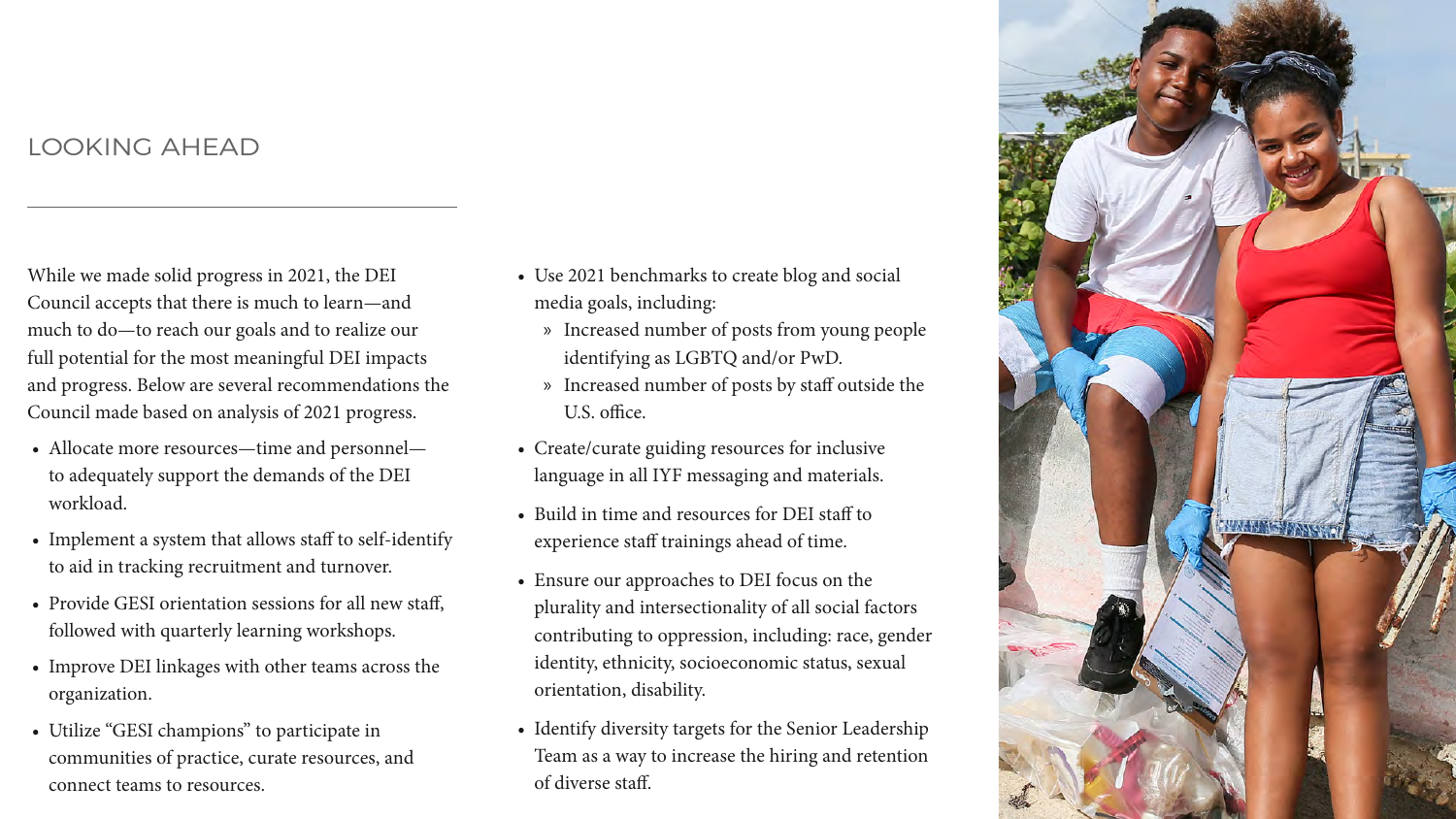## LOOKING AHEAD

While we made solid progress in 2021, the DEI Council accepts that there is much to learn—and much to do—to reach our goals and to realize our full potential for the most meaningful DEI impacts and progress. Below are several recommendations the Council made based on analysis of 2021 progress.

- Allocate more resources—time and personnel—to adequately support the demands of the DEI workload.
- Implement a system that allows staff to self-identify to aid in tracking recruitment and turnover.
- Provide GESI orientation sessions for all new staff, followed with quarterly learning workshops.
- Improve DEI linkages with other teams across the organization.
- Utilize "GESI champions" to participate in communities of practice, curate resources, and connect teams to resources.
- Use 2021 benchmarks to create blog and social media goals, including:
  - Increased number of posts from young people identifying as LGBTQ and/or PwD.
  - Increased number of posts by staff outside the U.S. office.
- Create/curate guiding resources for inclusive language in all IYF messaging and materials.
- Build in time and resources for DEI staff to experience staff trainings ahead of time.
- Ensure our approaches to DEI focus on the plurality and intersectionality of all social factors contributing to oppression, including: race, gender identity, ethnicity, socioeconomic status, sexual orientation, disability.
- Identify diversity targets for the Senior Leadership Team as a way to increase the hiring and retention of diverse staff.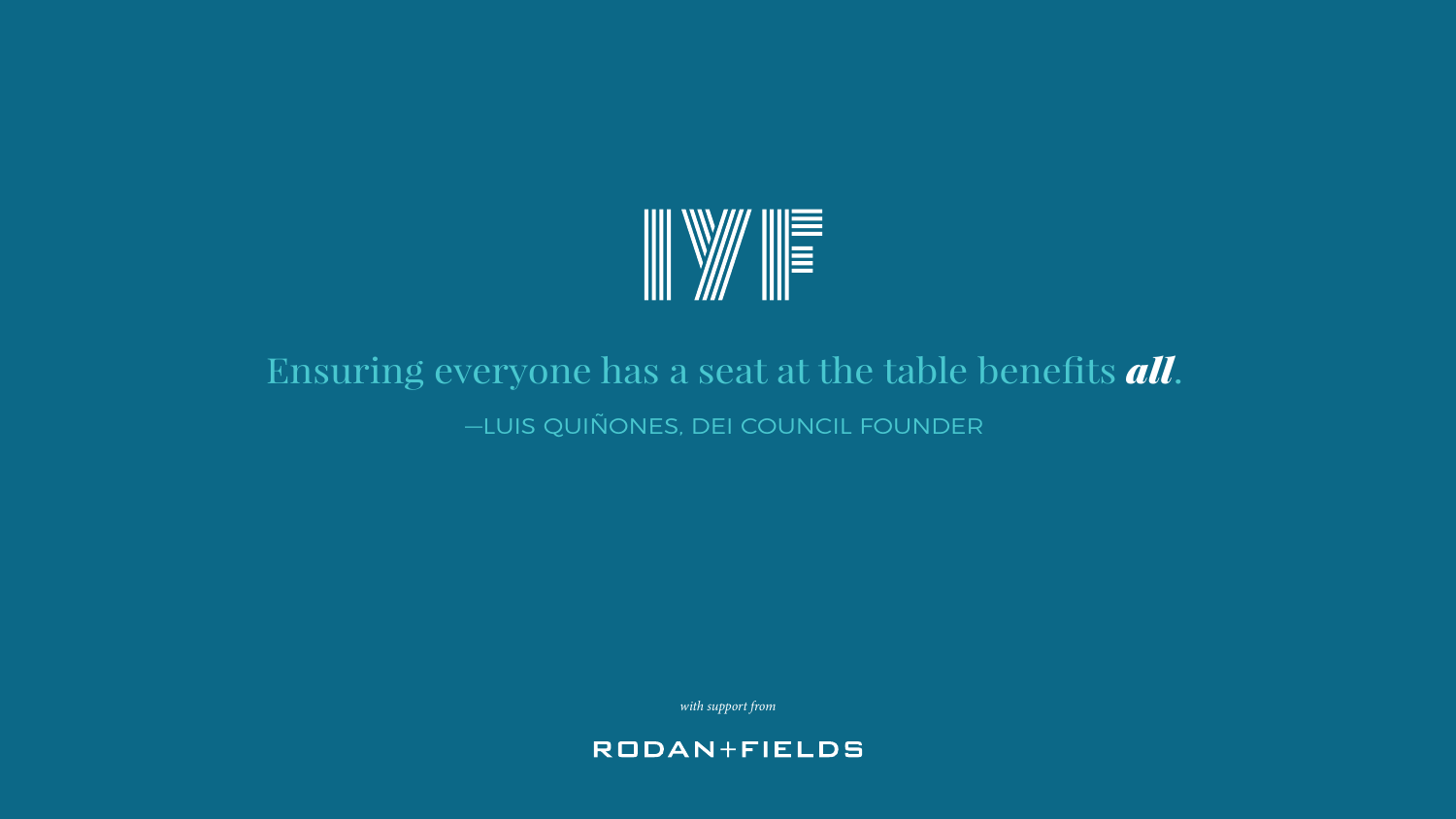IYF

Ensuring everyone has a seat at the table benefits ***all***.

—LUIS QUIÑONES, DEI COUNCIL FOUNDER

*with support from*

RODAN+FIELDS